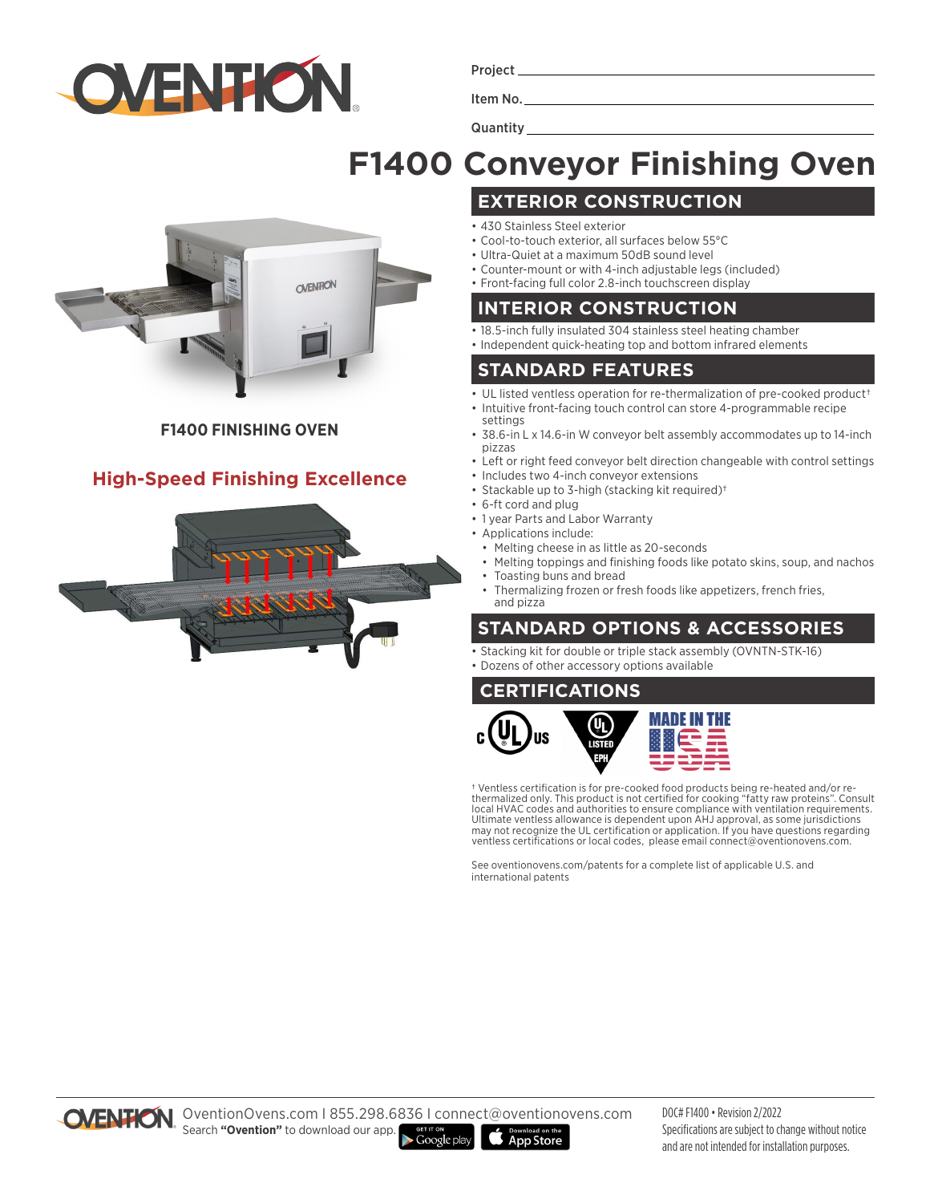Project ______________________

Item No. ______________________

Quantity ______________________

# F1400 Conveyor Finishing Oven

**F1400 FINISHING OVEN**

## High-Speed Finishing Excellence

## EXTERIOR CONSTRUCTION

- 430 Stainless Steel exterior
- Cool-to-touch exterior, all surfaces below 55°C
- Ultra-Quiet at a maximum 50dB sound level
- Counter-mount or with 4-inch adjustable legs (included)
- Front-facing full color 2.8-inch touchscreen display

## INTERIOR CONSTRUCTION

- 18.5-inch fully insulated 304 stainless steel heating chamber
- Independent quick-heating top and bottom infrared elements

## STANDARD FEATURES

- UL listed ventless operation for re-thermalization of pre-cooked product†
- Intuitive front-facing touch control can store 4-programmable recipe settings
- 38.6-in L x 14.6-in W conveyor belt assembly accommodates up to 14-inch pizzas
- Left or right feed conveyor belt direction changeable with control settings
- Includes two 4-inch conveyor extensions
- Stackable up to 3-high (stacking kit required)†
- 6-ft cord and plug
- 1 year Parts and Labor Warranty
- Applications include:
  - Melting cheese in as little as 20-seconds
  - Melting toppings and finishing foods like potato skins, soup, and nachos
  - Toasting buns and bread
  - Thermalizing frozen or fresh foods like appetizers, french fries, and pizza

## STANDARD OPTIONS & ACCESSORIES

- Stacking kit for double or triple stack assembly (OVNTN-STK-16)
- Dozens of other accessory options available

## CERTIFICATIONS

c UL us · UL LISTED EPH · MADE IN THE USA

† Ventless certification is for pre-cooked food products being re-heated and/or re-thermalized only. This product is not certified for cooking "fatty raw proteins". Consult local HVAC codes and authorities to ensure compliance with ventilation requirements. Ultimate ventless allowance is dependent upon AHJ approval, as some jurisdictions may not recognize the UL certification or application. If you have questions regarding ventless certifications or local codes, please email connect@oventionovens.com.

See oventionovens.com/patents for a complete list of applicable U.S. and international patents

OventionOvens.com I 855.298.6836 I connect@oventionovens.com
Search **"Ovention"** to download our app. GET IT ON Google play · Download on the App Store

DOC# F1400 • Revision 2/2022
Specifications are subject to change without notice and are not intended for installation purposes.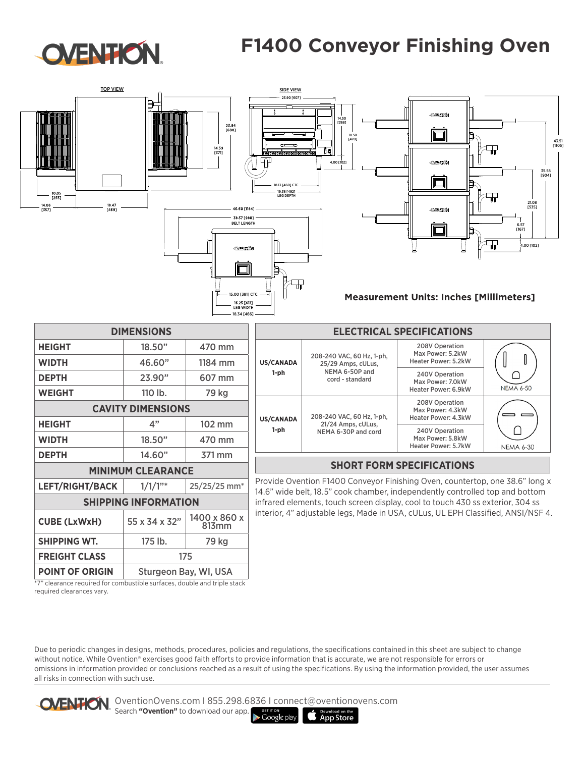# F1400 Conveyor Finishing Oven

TOP VIEW

23.94 [608]
14.59 [371]
10.05 [255]
14.06 [357]
18.47 [469]

SIDE VIEW

23.90 [607]
14.50 [368]
18.50 [470]
4.00 [102]
18.13 [460] CTC
19.38 [492] LEG DEPTH

46.60 [1184]
38.57 [980] BELT LENGTH
15.00 [381] CTC
16.25 [413] LEG WIDTH
18.34 [466]

43.51 [1105]
35.58 [904]
21.08 [535]
6.57 [167]
4.00 [102]

**Measurement Units: Inches [Millimeters]**

| DIMENSIONS | | |
|---|---|---|
| **HEIGHT** | 18.50" | 470 mm |
| **WIDTH** | 46.60" | 1184 mm |
| **DEPTH** | 23.90" | 607 mm |
| **WEIGHT** | 110 lb. | 79 kg |
| **CAVITY DIMENSIONS** | | |
| **HEIGHT** | 4" | 102 mm |
| **WIDTH** | 18.50" | 470 mm |
| **DEPTH** | 14.60" | 371 mm |
| **MINIMUM CLEARANCE** | | |
| **LEFT/RIGHT/BACK** | 1/1/1"* | 25/25/25 mm* |
| **SHIPPING INFORMATION** | | |
| **CUBE (LxWxH)** | 55 x 34 x 32" | 1400 x 860 x 813mm |
| **SHIPPING WT.** | 175 lb. | 79 kg |
| **FREIGHT CLASS** | 175 | |
| **POINT OF ORIGIN** | Sturgeon Bay, WI, USA | |

*7" clearance required for combustible surfaces, double and triple stack required clearances vary.

| ELECTRICAL SPECIFICATIONS | | | |
|---|---|---|---|
| **US/CANADA 1-ph** | 208-240 VAC, 60 Hz, 1-ph, 25/29 Amps, cULus, NEMA 6-50P and cord - standard | 208V Operation Max Power: 5.2kW Heater Power: 5.2kW | NEMA 6-50 |
| | | 240V Operation Max Power: 7.0kW Heater Power: 6.9kW | |
| **US/CANADA 1-ph** | 208-240 VAC, 60 Hz, 1-ph, 21/24 Amps, cULus, NEMA 6-30P and cord | 208V Operation Max Power: 4.3kW Heater Power: 4.3kW | NEMA 6-30 |
| | | 240V Operation Max Power: 5.8kW Heater Power: 5.7kW | |

## SHORT FORM SPECIFICATIONS

Provide Ovention F1400 Conveyor Finishing Oven, countertop, one 38.6" long x 14.6" wide belt, 18.5" cook chamber, independently controlled top and bottom infrared elements, touch screen display, cool to touch 430 ss exterior, 304 ss interior, 4" adjustable legs, Made in USA, cULus, UL EPH Classified, ANSI/NSF 4.

Due to periodic changes in designs, methods, procedures, policies and regulations, the specifications contained in this sheet are subject to change without notice. While Ovention® exercises good faith efforts to provide information that is accurate, we are not responsible for errors or omissions in information provided or conclusions reached as a result of using the specifications. By using the information provided, the user assumes all risks in connection with such use.

OventionOvens.com I 855.298.6836 I connect@oventionovens.com
Search **"Ovention"** to download our app.